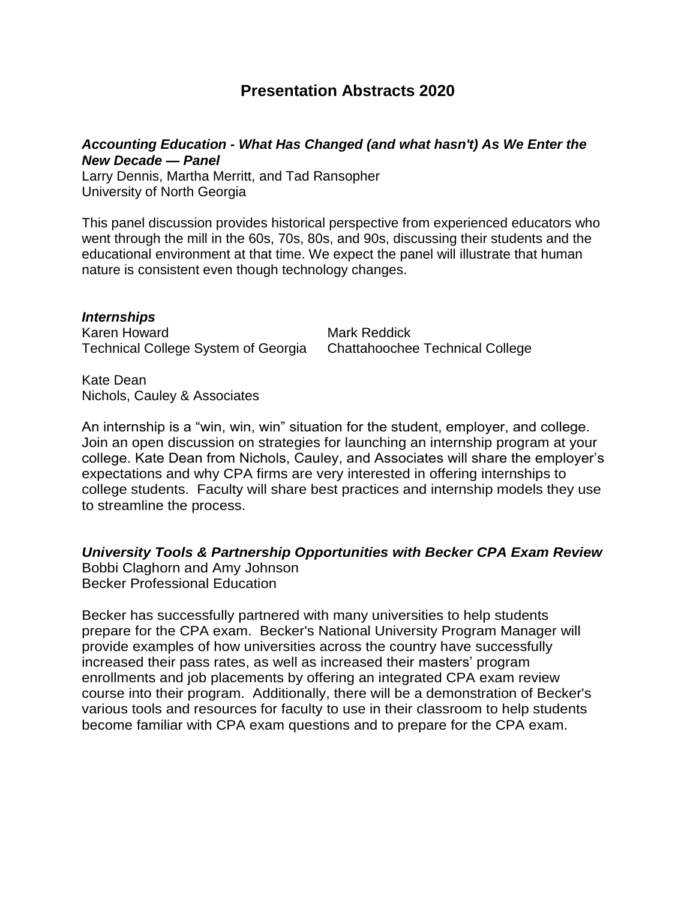# Presentation Abstracts 2020

### *Accounting Education - What Has Changed (and what hasn't) As We Enter the New Decade — Panel*

Larry Dennis, Martha Merritt, and Tad Ransopher
University of North Georgia

This panel discussion provides historical perspective from experienced educators who went through the mill in the 60s, 70s, 80s, and 90s, discussing their students and the educational environment at that time. We expect the panel will illustrate that human nature is consistent even though technology changes.

### *Internships*

Karen Howard
Technical College System of Georgia

Mark Reddick
Chattahoochee Technical College

Kate Dean
Nichols, Cauley & Associates

An internship is a "win, win, win" situation for the student, employer, and college. Join an open discussion on strategies for launching an internship program at your college. Kate Dean from Nichols, Cauley, and Associates will share the employer's expectations and why CPA firms are very interested in offering internships to college students. Faculty will share best practices and internship models they use to streamline the process.

### *University Tools & Partnership Opportunities with Becker CPA Exam Review*

Bobbi Claghorn and Amy Johnson
Becker Professional Education

Becker has successfully partnered with many universities to help students prepare for the CPA exam. Becker's National University Program Manager will provide examples of how universities across the country have successfully increased their pass rates, as well as increased their masters' program enrollments and job placements by offering an integrated CPA exam review course into their program. Additionally, there will be a demonstration of Becker's various tools and resources for faculty to use in their classroom to help students become familiar with CPA exam questions and to prepare for the CPA exam.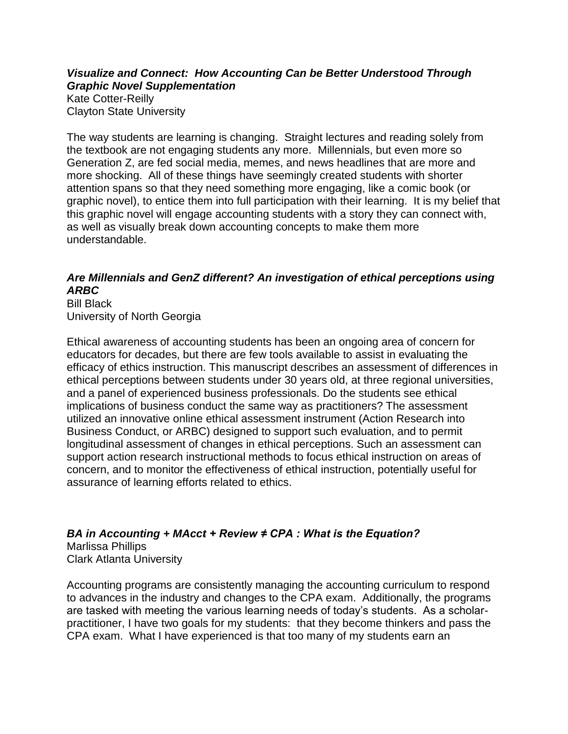### *Visualize and Connect: How Accounting Can be Better Understood Through Graphic Novel Supplementation*

Kate Cotter-Reilly
Clayton State University

The way students are learning is changing. Straight lectures and reading solely from the textbook are not engaging students any more. Millennials, but even more so Generation Z, are fed social media, memes, and news headlines that are more and more shocking. All of these things have seemingly created students with shorter attention spans so that they need something more engaging, like a comic book (or graphic novel), to entice them into full participation with their learning. It is my belief that this graphic novel will engage accounting students with a story they can connect with, as well as visually break down accounting concepts to make them more understandable.

### *Are Millennials and GenZ different? An investigation of ethical perceptions using ARBC*

Bill Black
University of North Georgia

Ethical awareness of accounting students has been an ongoing area of concern for educators for decades, but there are few tools available to assist in evaluating the efficacy of ethics instruction. This manuscript describes an assessment of differences in ethical perceptions between students under 30 years old, at three regional universities, and a panel of experienced business professionals. Do the students see ethical implications of business conduct the same way as practitioners? The assessment utilized an innovative online ethical assessment instrument (Action Research into Business Conduct, or ARBC) designed to support such evaluation, and to permit longitudinal assessment of changes in ethical perceptions. Such an assessment can support action research instructional methods to focus ethical instruction on areas of concern, and to monitor the effectiveness of ethical instruction, potentially useful for assurance of learning efforts related to ethics.

### *BA in Accounting + MAcct + Review ≠ CPA : What is the Equation?*

Marlissa Phillips
Clark Atlanta University

Accounting programs are consistently managing the accounting curriculum to respond to advances in the industry and changes to the CPA exam. Additionally, the programs are tasked with meeting the various learning needs of today's students. As a scholar-practitioner, I have two goals for my students: that they become thinkers and pass the CPA exam. What I have experienced is that too many of my students earn an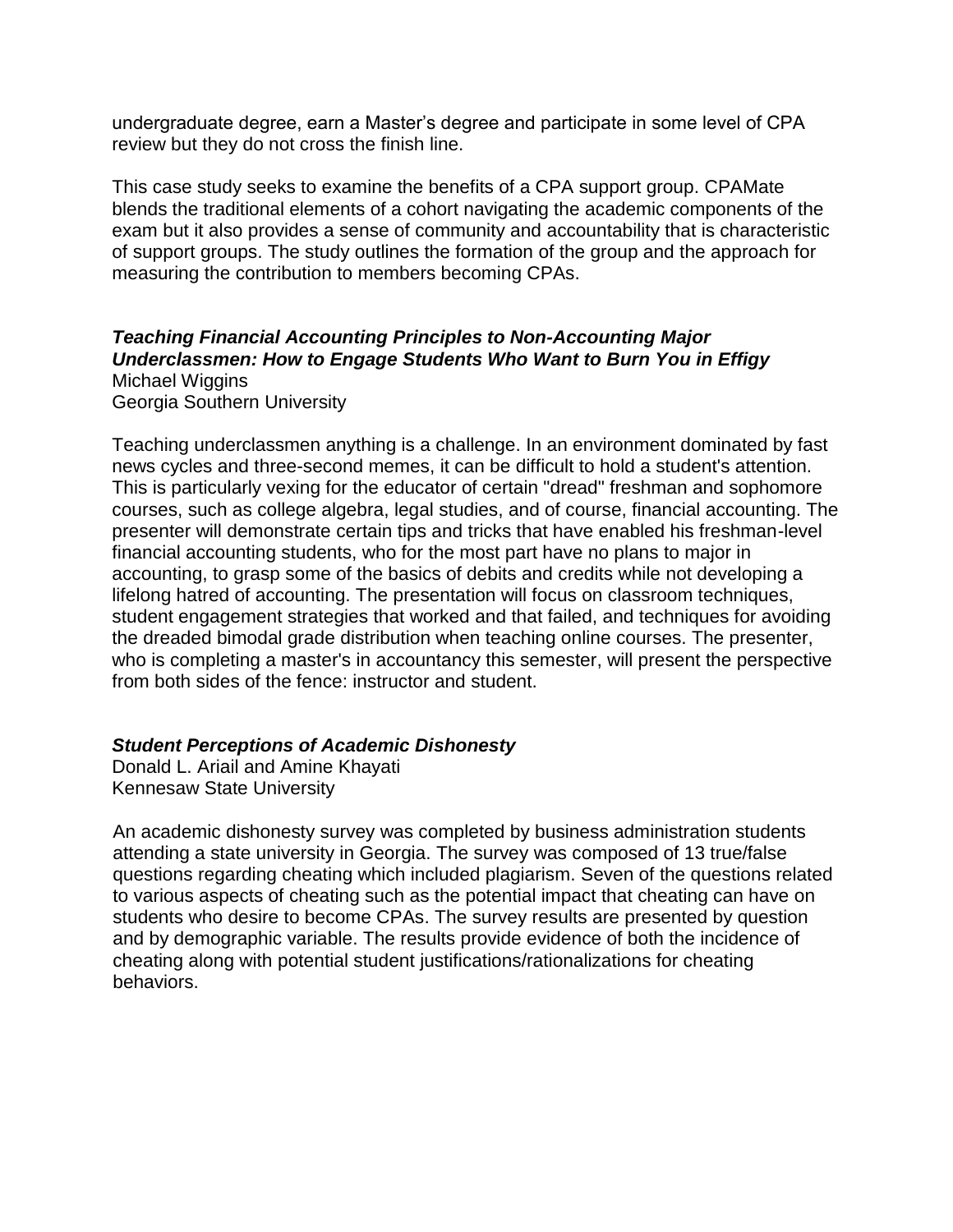undergraduate degree, earn a Master's degree and participate in some level of CPA review but they do not cross the finish line.

This case study seeks to examine the benefits of a CPA support group. CPAMate blends the traditional elements of a cohort navigating the academic components of the exam but it also provides a sense of community and accountability that is characteristic of support groups. The study outlines the formation of the group and the approach for measuring the contribution to members becoming CPAs.

### *Teaching Financial Accounting Principles to Non-Accounting Major Underclassmen: How to Engage Students Who Want to Burn You in Effigy*

Michael Wiggins
Georgia Southern University

Teaching underclassmen anything is a challenge. In an environment dominated by fast news cycles and three-second memes, it can be difficult to hold a student's attention. This is particularly vexing for the educator of certain "dread" freshman and sophomore courses, such as college algebra, legal studies, and of course, financial accounting. The presenter will demonstrate certain tips and tricks that have enabled his freshman-level financial accounting students, who for the most part have no plans to major in accounting, to grasp some of the basics of debits and credits while not developing a lifelong hatred of accounting. The presentation will focus on classroom techniques, student engagement strategies that worked and that failed, and techniques for avoiding the dreaded bimodal grade distribution when teaching online courses. The presenter, who is completing a master's in accountancy this semester, will present the perspective from both sides of the fence: instructor and student.

### *Student Perceptions of Academic Dishonesty*

Donald L. Ariail and Amine Khayati
Kennesaw State University

An academic dishonesty survey was completed by business administration students attending a state university in Georgia. The survey was composed of 13 true/false questions regarding cheating which included plagiarism. Seven of the questions related to various aspects of cheating such as the potential impact that cheating can have on students who desire to become CPAs. The survey results are presented by question and by demographic variable. The results provide evidence of both the incidence of cheating along with potential student justifications/rationalizations for cheating behaviors.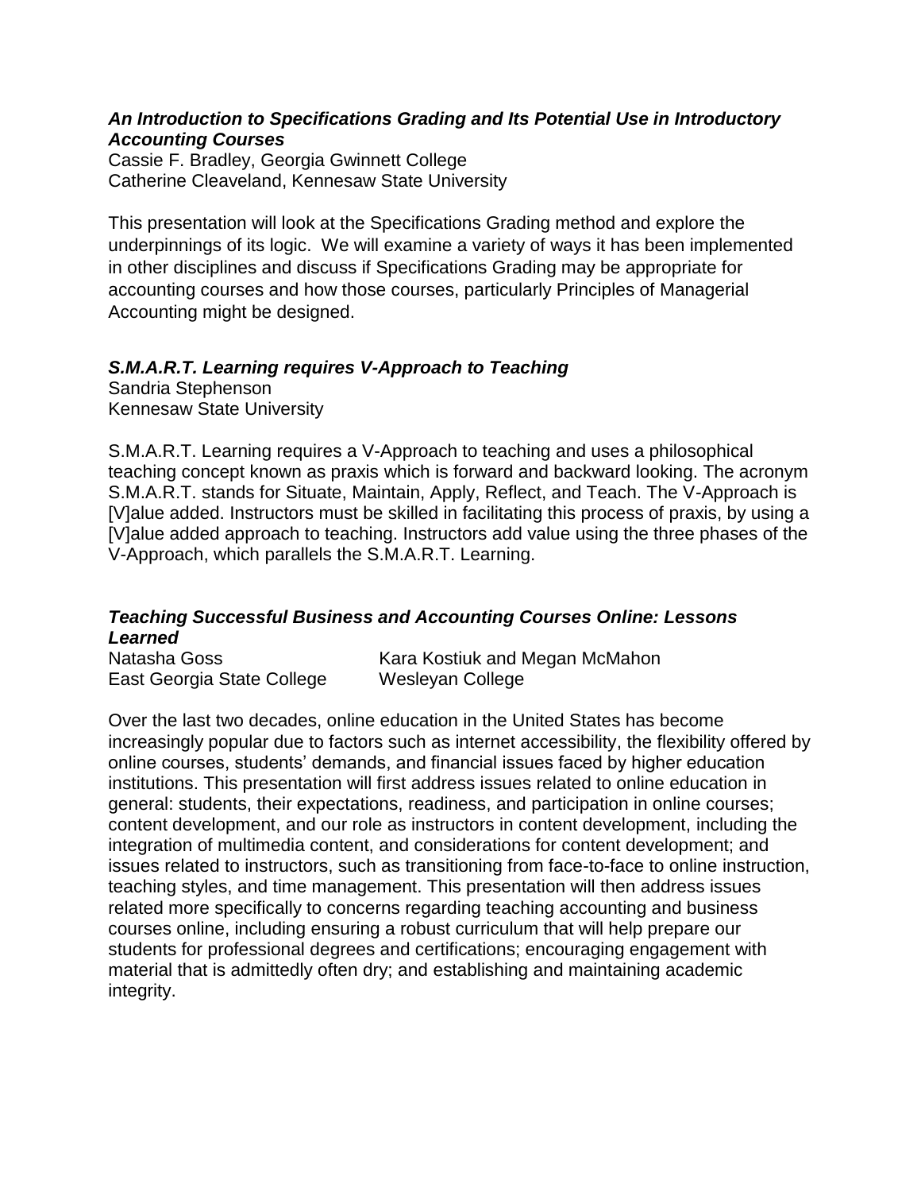### *An Introduction to Specifications Grading and Its Potential Use in Introductory Accounting Courses*

Cassie F. Bradley, Georgia Gwinnett College
Catherine Cleaveland, Kennesaw State University

This presentation will look at the Specifications Grading method and explore the underpinnings of its logic. We will examine a variety of ways it has been implemented in other disciplines and discuss if Specifications Grading may be appropriate for accounting courses and how those courses, particularly Principles of Managerial Accounting might be designed.

### *S.M.A.R.T. Learning requires V-Approach to Teaching*

Sandria Stephenson
Kennesaw State University

S.M.A.R.T. Learning requires a V-Approach to teaching and uses a philosophical teaching concept known as praxis which is forward and backward looking. The acronym S.M.A.R.T. stands for Situate, Maintain, Apply, Reflect, and Teach. The V-Approach is [V]alue added. Instructors must be skilled in facilitating this process of praxis, by using a [V]alue added approach to teaching. Instructors add value using the three phases of the V-Approach, which parallels the S.M.A.R.T. Learning.

### *Teaching Successful Business and Accounting Courses Online: Lessons Learned*

Natasha Goss
East Georgia State College

Kara Kostiuk and Megan McMahon
Wesleyan College

Over the last two decades, online education in the United States has become increasingly popular due to factors such as internet accessibility, the flexibility offered by online courses, students' demands, and financial issues faced by higher education institutions. This presentation will first address issues related to online education in general: students, their expectations, readiness, and participation in online courses; content development, and our role as instructors in content development, including the integration of multimedia content, and considerations for content development; and issues related to instructors, such as transitioning from face-to-face to online instruction, teaching styles, and time management. This presentation will then address issues related more specifically to concerns regarding teaching accounting and business courses online, including ensuring a robust curriculum that will help prepare our students for professional degrees and certifications; encouraging engagement with material that is admittedly often dry; and establishing and maintaining academic integrity.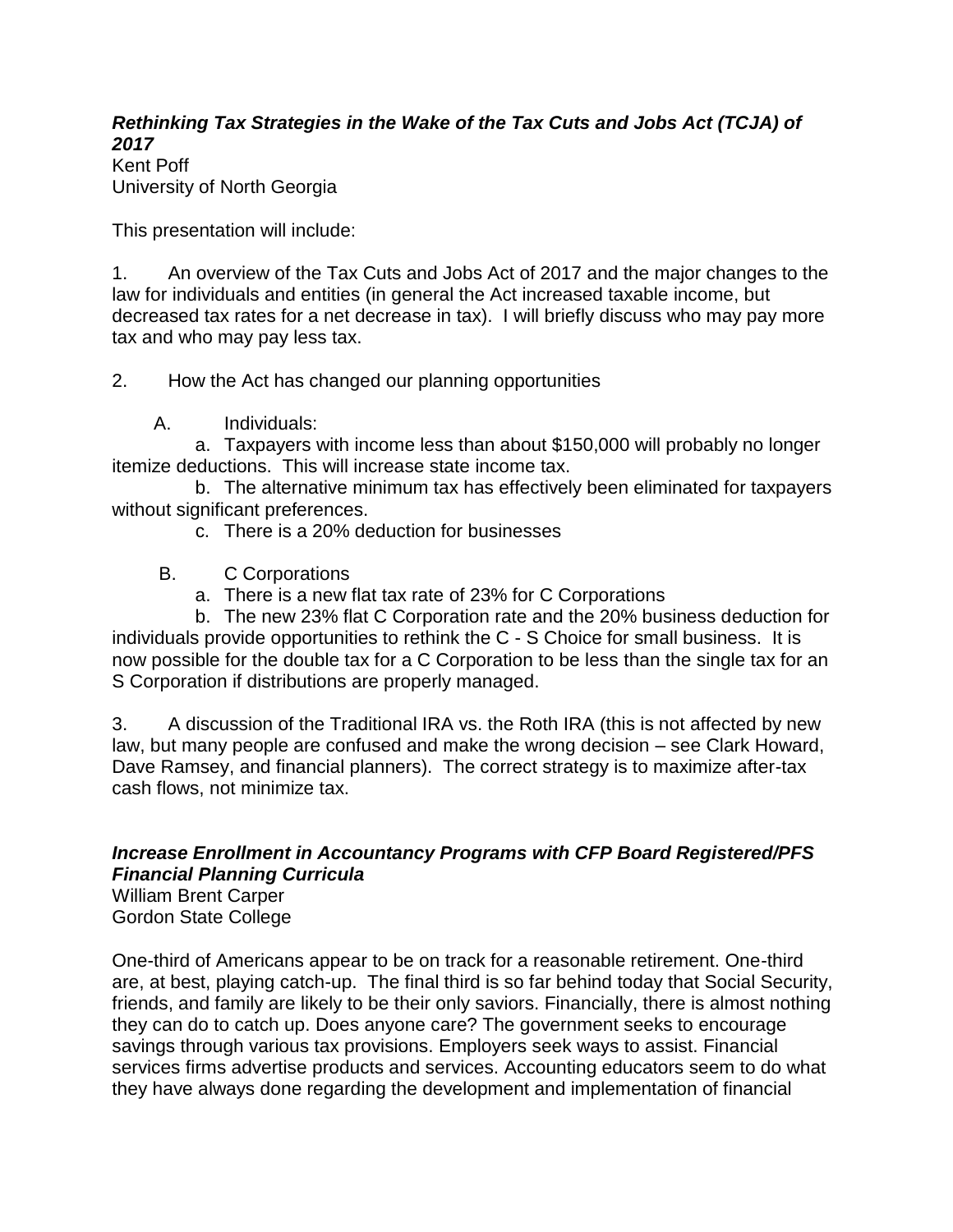***Rethinking Tax Strategies in the Wake of the Tax Cuts and Jobs Act (TCJA) of 2017***
Kent Poff
University of North Georgia

This presentation will include:

1. An overview of the Tax Cuts and Jobs Act of 2017 and the major changes to the law for individuals and entities (in general the Act increased taxable income, but decreased tax rates for a net decrease in tax). I will briefly discuss who may pay more tax and who may pay less tax.

2. How the Act has changed our planning opportunities

   A. Individuals:

      a. Taxpayers with income less than about $150,000 will probably no longer itemize deductions. This will increase state income tax.

      b. The alternative minimum tax has effectively been eliminated for taxpayers without significant preferences.

      c. There is a 20% deduction for businesses

   B. C Corporations

      a. There is a new flat tax rate of 23% for C Corporations

      b. The new 23% flat C Corporation rate and the 20% business deduction for individuals provide opportunities to rethink the C - S Choice for small business. It is now possible for the double tax for a C Corporation to be less than the single tax for an S Corporation if distributions are properly managed.

3. A discussion of the Traditional IRA vs. the Roth IRA (this is not affected by new law, but many people are confused and make the wrong decision – see Clark Howard, Dave Ramsey, and financial planners). The correct strategy is to maximize after-tax cash flows, not minimize tax.

***Increase Enrollment in Accountancy Programs with CFP Board Registered/PFS Financial Planning Curricula***
William Brent Carper
Gordon State College

One-third of Americans appear to be on track for a reasonable retirement. One-third are, at best, playing catch-up. The final third is so far behind today that Social Security, friends, and family are likely to be their only saviors. Financially, there is almost nothing they can do to catch up. Does anyone care? The government seeks to encourage savings through various tax provisions. Employers seek ways to assist. Financial services firms advertise products and services. Accounting educators seem to do what they have always done regarding the development and implementation of financial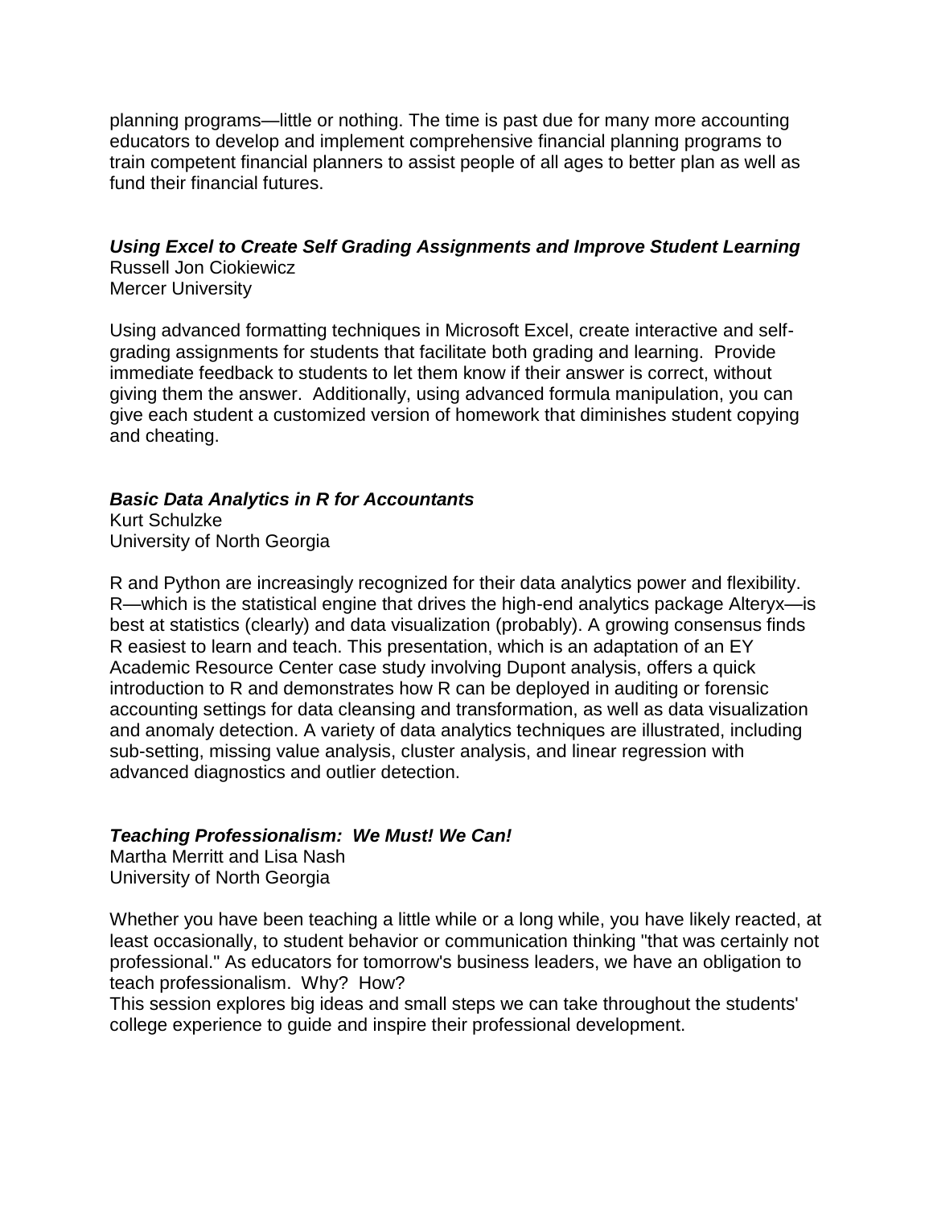planning programs—little or nothing. The time is past due for many more accounting educators to develop and implement comprehensive financial planning programs to train competent financial planners to assist people of all ages to better plan as well as fund their financial futures.

### ***Using Excel to Create Self Grading Assignments and Improve Student Learning***

Russell Jon Ciokiewicz
Mercer University

Using advanced formatting techniques in Microsoft Excel, create interactive and self-grading assignments for students that facilitate both grading and learning. Provide immediate feedback to students to let them know if their answer is correct, without giving them the answer. Additionally, using advanced formula manipulation, you can give each student a customized version of homework that diminishes student copying and cheating.

### ***Basic Data Analytics in R for Accountants***

Kurt Schulzke
University of North Georgia

R and Python are increasingly recognized for their data analytics power and flexibility. R—which is the statistical engine that drives the high-end analytics package Alteryx—is best at statistics (clearly) and data visualization (probably). A growing consensus finds R easiest to learn and teach. This presentation, which is an adaptation of an EY Academic Resource Center case study involving Dupont analysis, offers a quick introduction to R and demonstrates how R can be deployed in auditing or forensic accounting settings for data cleansing and transformation, as well as data visualization and anomaly detection. A variety of data analytics techniques are illustrated, including sub-setting, missing value analysis, cluster analysis, and linear regression with advanced diagnostics and outlier detection.

### ***Teaching Professionalism: We Must! We Can!***

Martha Merritt and Lisa Nash
University of North Georgia

Whether you have been teaching a little while or a long while, you have likely reacted, at least occasionally, to student behavior or communication thinking "that was certainly not professional." As educators for tomorrow's business leaders, we have an obligation to teach professionalism. Why? How?
This session explores big ideas and small steps we can take throughout the students' college experience to guide and inspire their professional development.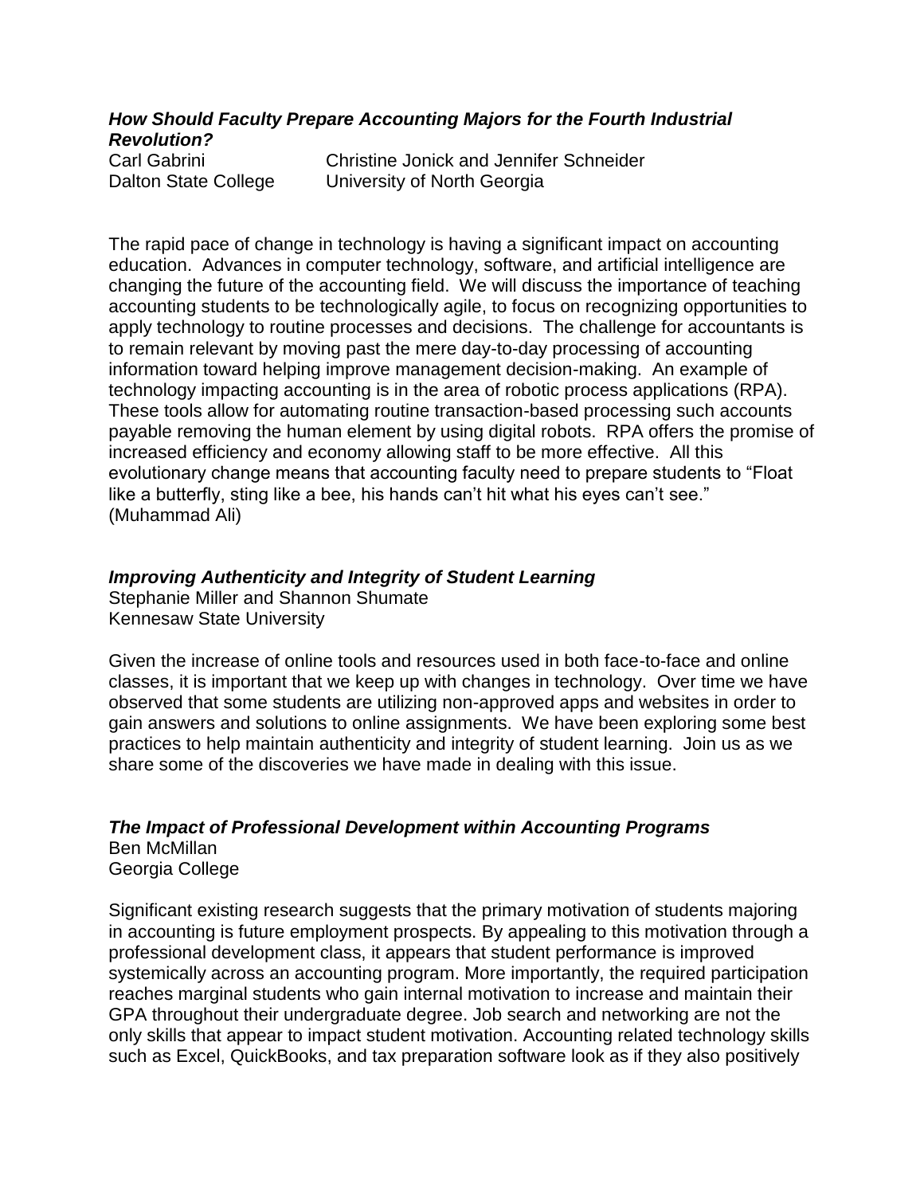### *How Should Faculty Prepare Accounting Majors for the Fourth Industrial Revolution?*

Carl Gabrini — Dalton State College
Christine Jonick and Jennifer Schneider — University of North Georgia

The rapid pace of change in technology is having a significant impact on accounting education. Advances in computer technology, software, and artificial intelligence are changing the future of the accounting field. We will discuss the importance of teaching accounting students to be technologically agile, to focus on recognizing opportunities to apply technology to routine processes and decisions. The challenge for accountants is to remain relevant by moving past the mere day-to-day processing of accounting information toward helping improve management decision-making. An example of technology impacting accounting is in the area of robotic process applications (RPA). These tools allow for automating routine transaction-based processing such accounts payable removing the human element by using digital robots. RPA offers the promise of increased efficiency and economy allowing staff to be more effective. All this evolutionary change means that accounting faculty need to prepare students to "Float like a butterfly, sting like a bee, his hands can't hit what his eyes can't see." (Muhammad Ali)

### *Improving Authenticity and Integrity of Student Learning*

Stephanie Miller and Shannon Shumate
Kennesaw State University

Given the increase of online tools and resources used in both face-to-face and online classes, it is important that we keep up with changes in technology. Over time we have observed that some students are utilizing non-approved apps and websites in order to gain answers and solutions to online assignments. We have been exploring some best practices to help maintain authenticity and integrity of student learning. Join us as we share some of the discoveries we have made in dealing with this issue.

### *The Impact of Professional Development within Accounting Programs*

Ben McMillan
Georgia College

Significant existing research suggests that the primary motivation of students majoring in accounting is future employment prospects. By appealing to this motivation through a professional development class, it appears that student performance is improved systemically across an accounting program. More importantly, the required participation reaches marginal students who gain internal motivation to increase and maintain their GPA throughout their undergraduate degree. Job search and networking are not the only skills that appear to impact student motivation. Accounting related technology skills such as Excel, QuickBooks, and tax preparation software look as if they also positively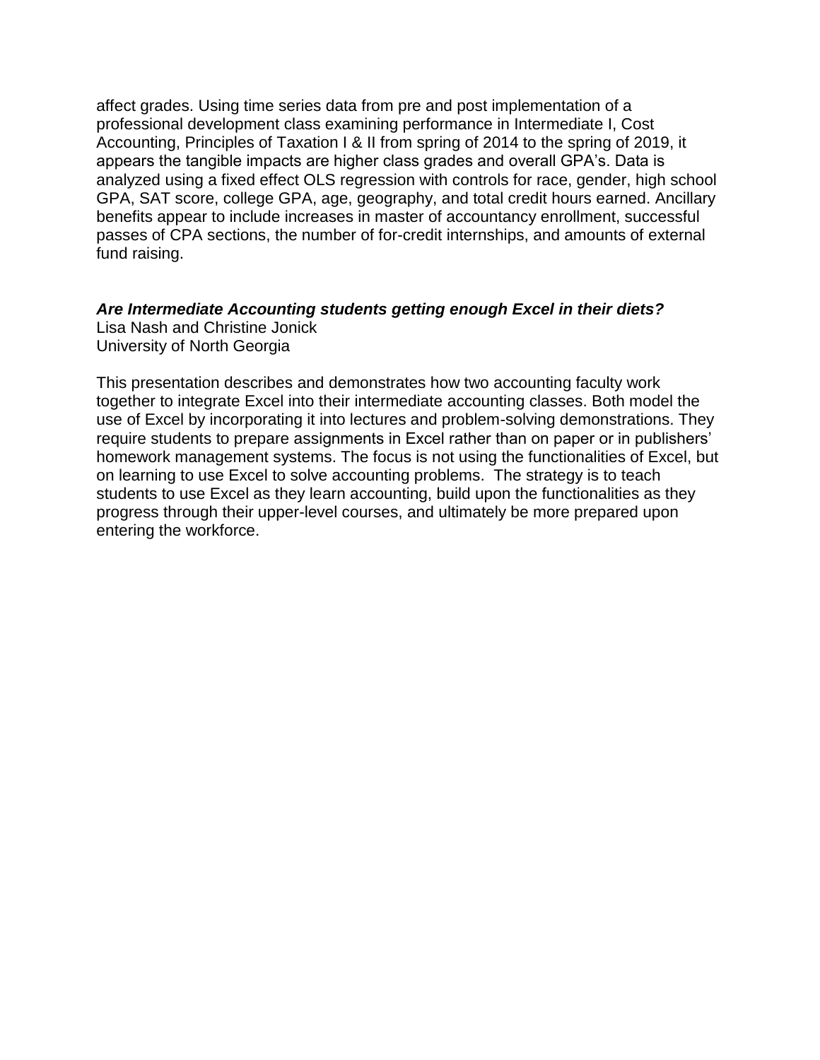affect grades. Using time series data from pre and post implementation of a professional development class examining performance in Intermediate I, Cost Accounting, Principles of Taxation I & II from spring of 2014 to the spring of 2019, it appears the tangible impacts are higher class grades and overall GPA's. Data is analyzed using a fixed effect OLS regression with controls for race, gender, high school GPA, SAT score, college GPA, age, geography, and total credit hours earned. Ancillary benefits appear to include increases in master of accountancy enrollment, successful passes of CPA sections, the number of for-credit internships, and amounts of external fund raising.

***Are Intermediate Accounting students getting enough Excel in their diets?***
Lisa Nash and Christine Jonick
University of North Georgia

This presentation describes and demonstrates how two accounting faculty work together to integrate Excel into their intermediate accounting classes. Both model the use of Excel by incorporating it into lectures and problem-solving demonstrations. They require students to prepare assignments in Excel rather than on paper or in publishers' homework management systems. The focus is not using the functionalities of Excel, but on learning to use Excel to solve accounting problems. The strategy is to teach students to use Excel as they learn accounting, build upon the functionalities as they progress through their upper-level courses, and ultimately be more prepared upon entering the workforce.